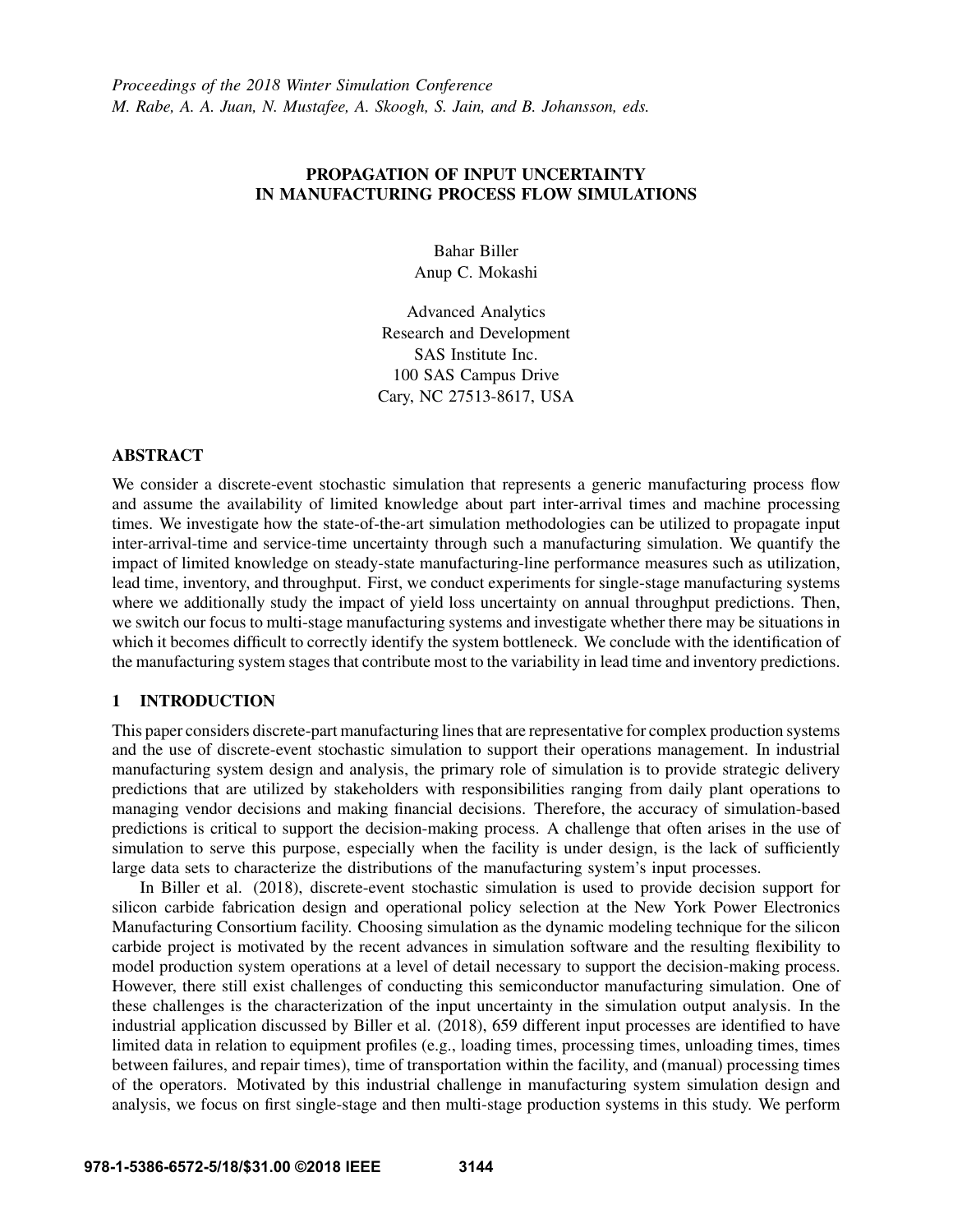*Proceedings of the 2018 Winter Simulation Conference*
*M. Rabe, A. A. Juan, N. Mustafee, A. Skoogh, S. Jain, and B. Johansson, eds.*

# PROPAGATION OF INPUT UNCERTAINTY IN MANUFACTURING PROCESS FLOW SIMULATIONS

Bahar Biller
Anup C. Mokashi

Advanced Analytics
Research and Development
SAS Institute Inc.
100 SAS Campus Drive
Cary, NC 27513-8617, USA

## ABSTRACT

We consider a discrete-event stochastic simulation that represents a generic manufacturing process flow and assume the availability of limited knowledge about part inter-arrival times and machine processing times. We investigate how the state-of-the-art simulation methodologies can be utilized to propagate input inter-arrival-time and service-time uncertainty through such a manufacturing simulation. We quantify the impact of limited knowledge on steady-state manufacturing-line performance measures such as utilization, lead time, inventory, and throughput. First, we conduct experiments for single-stage manufacturing systems where we additionally study the impact of yield loss uncertainty on annual throughput predictions. Then, we switch our focus to multi-stage manufacturing systems and investigate whether there may be situations in which it becomes difficult to correctly identify the system bottleneck. We conclude with the identification of the manufacturing system stages that contribute most to the variability in lead time and inventory predictions.

## 1 INTRODUCTION

This paper considers discrete-part manufacturing lines that are representative for complex production systems and the use of discrete-event stochastic simulation to support their operations management. In industrial manufacturing system design and analysis, the primary role of simulation is to provide strategic delivery predictions that are utilized by stakeholders with responsibilities ranging from daily plant operations to managing vendor decisions and making financial decisions. Therefore, the accuracy of simulation-based predictions is critical to support the decision-making process. A challenge that often arises in the use of simulation to serve this purpose, especially when the facility is under design, is the lack of sufficiently large data sets to characterize the distributions of the manufacturing system's input processes.

In Biller et al. (2018), discrete-event stochastic simulation is used to provide decision support for silicon carbide fabrication design and operational policy selection at the New York Power Electronics Manufacturing Consortium facility. Choosing simulation as the dynamic modeling technique for the silicon carbide project is motivated by the recent advances in simulation software and the resulting flexibility to model production system operations at a level of detail necessary to support the decision-making process. However, there still exist challenges of conducting this semiconductor manufacturing simulation. One of these challenges is the characterization of the input uncertainty in the simulation output analysis. In the industrial application discussed by Biller et al. (2018), 659 different input processes are identified to have limited data in relation to equipment profiles (e.g., loading times, processing times, unloading times, times between failures, and repair times), time of transportation within the facility, and (manual) processing times of the operators. Motivated by this industrial challenge in manufacturing system simulation design and analysis, we focus on first single-stage and then multi-stage production systems in this study. We perform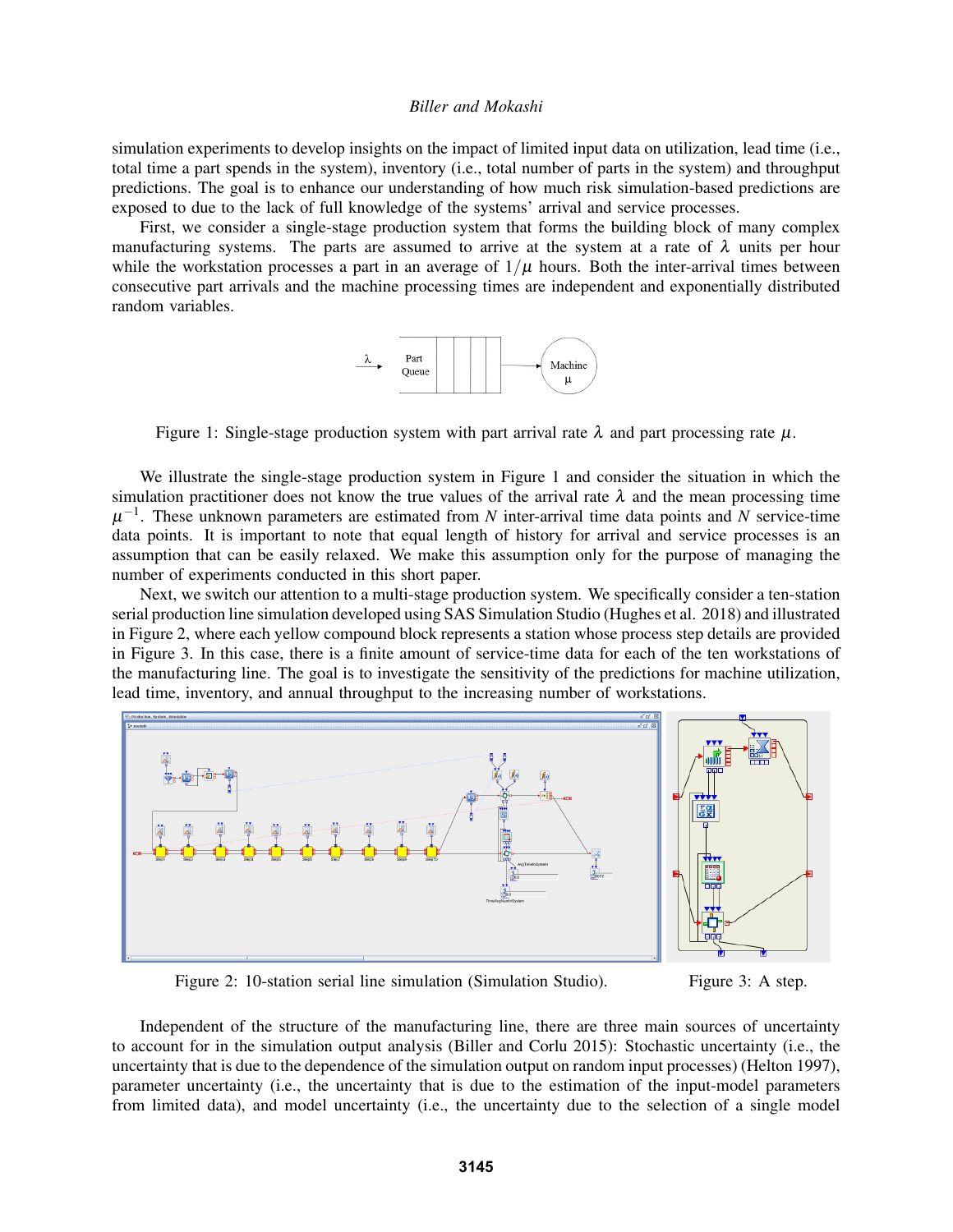simulation experiments to develop insights on the impact of limited input data on utilization, lead time (i.e., total time a part spends in the system), inventory (i.e., total number of parts in the system) and throughput predictions. The goal is to enhance our understanding of how much risk simulation-based predictions are exposed to due to the lack of full knowledge of the systems' arrival and service processes.

First, we consider a single-stage production system that forms the building block of many complex manufacturing systems. The parts are assumed to arrive at the system at a rate of $\lambda$ units per hour while the workstation processes a part in an average of $1/\mu$ hours. Both the inter-arrival times between consecutive part arrivals and the machine processing times are independent and exponentially distributed random variables.

Figure 1: Single-stage production system with part arrival rate $\lambda$ and part processing rate $\mu$.

We illustrate the single-stage production system in Figure 1 and consider the situation in which the simulation practitioner does not know the true values of the arrival rate $\lambda$ and the mean processing time $\mu^{-1}$. These unknown parameters are estimated from $N$ inter-arrival time data points and $N$ service-time data points. It is important to note that equal length of history for arrival and service processes is an assumption that can be easily relaxed. We make this assumption only for the purpose of managing the number of experiments conducted in this short paper.

Next, we switch our attention to a multi-stage production system. We specifically consider a ten-station serial production line simulation developed using SAS Simulation Studio (Hughes et al. 2018) and illustrated in Figure 2, where each yellow compound block represents a station whose process step details are provided in Figure 3. In this case, there is a finite amount of service-time data for each of the ten workstations of the manufacturing line. The goal is to investigate the sensitivity of the predictions for machine utilization, lead time, inventory, and annual throughput to the increasing number of workstations.

Figure 2: 10-station serial line simulation (Simulation Studio).

Figure 3: A step.

Independent of the structure of the manufacturing line, there are three main sources of uncertainty to account for in the simulation output analysis (Biller and Corlu 2015): Stochastic uncertainty (i.e., the uncertainty that is due to the dependence of the simulation output on random input processes) (Helton 1997), parameter uncertainty (i.e., the uncertainty that is due to the estimation of the input-model parameters from limited data), and model uncertainty (i.e., the uncertainty due to the selection of a single model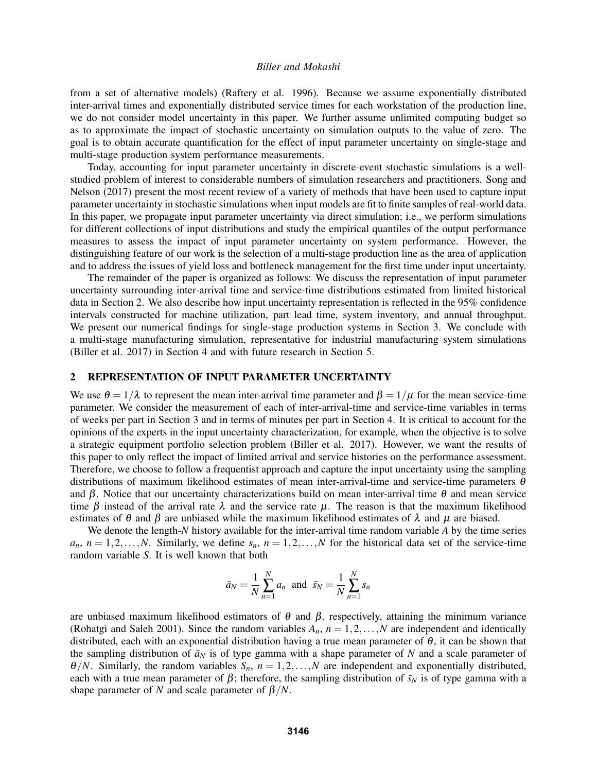from a set of alternative models) (Raftery et al. 1996). Because we assume exponentially distributed inter-arrival times and exponentially distributed service times for each workstation of the production line, we do not consider model uncertainty in this paper. We further assume unlimited computing budget so as to approximate the impact of stochastic uncertainty on simulation outputs to the value of zero. The goal is to obtain accurate quantification for the effect of input parameter uncertainty on single-stage and multi-stage production system performance measurements.

Today, accounting for input parameter uncertainty in discrete-event stochastic simulations is a well-studied problem of interest to considerable numbers of simulation researchers and practitioners. Song and Nelson (2017) present the most recent review of a variety of methods that have been used to capture input parameter uncertainty in stochastic simulations when input models are fit to finite samples of real-world data. In this paper, we propagate input parameter uncertainty via direct simulation; i.e., we perform simulations for different collections of input distributions and study the empirical quantiles of the output performance measures to assess the impact of input parameter uncertainty on system performance. However, the distinguishing feature of our work is the selection of a multi-stage production line as the area of application and to address the issues of yield loss and bottleneck management for the first time under input uncertainty.

The remainder of the paper is organized as follows: We discuss the representation of input parameter uncertainty surrounding inter-arrival time and service-time distributions estimated from limited historical data in Section 2. We also describe how input uncertainty representation is reflected in the 95% confidence intervals constructed for machine utilization, part lead time, system inventory, and annual throughput. We present our numerical findings for single-stage production systems in Section 3. We conclude with a multi-stage manufacturing simulation, representative for industrial manufacturing system simulations (Biller et al. 2017) in Section 4 and with future research in Section 5.

## 2 REPRESENTATION OF INPUT PARAMETER UNCERTAINTY

We use $\theta = 1/\lambda$ to represent the mean inter-arrival time parameter and $\beta = 1/\mu$ for the mean service-time parameter. We consider the measurement of each of inter-arrival-time and service-time variables in terms of weeks per part in Section 3 and in terms of minutes per part in Section 4. It is critical to account for the opinions of the experts in the input uncertainty characterization, for example, when the objective is to solve a strategic equipment portfolio selection problem (Biller et al. 2017). However, we want the results of this paper to only reflect the impact of limited arrival and service histories on the performance assessment. Therefore, we choose to follow a frequentist approach and capture the input uncertainty using the sampling distributions of maximum likelihood estimates of mean inter-arrival-time and service-time parameters $\theta$ and $\beta$. Notice that our uncertainty characterizations build on mean inter-arrival time $\theta$ and mean service time $\beta$ instead of the arrival rate $\lambda$ and the service rate $\mu$. The reason is that the maximum likelihood estimates of $\theta$ and $\beta$ are unbiased while the maximum likelihood estimates of $\lambda$ and $\mu$ are biased.

We denote the length-$N$ history available for the inter-arrival time random variable $A$ by the time series $a_n$, $n = 1, 2, \ldots, N$. Similarly, we define $s_n$, $n = 1, 2, \ldots, N$ for the historical data set of the service-time random variable $S$. It is well known that both

$$\bar{a}_N = \frac{1}{N}\sum_{n=1}^{N} a_n \text{ and } \bar{s}_N = \frac{1}{N}\sum_{n=1}^{N} s_n$$

are unbiased maximum likelihood estimators of $\theta$ and $\beta$, respectively, attaining the minimum variance (Rohatgi and Saleh 2001). Since the random variables $A_n$, $n = 1, 2, \ldots, N$ are independent and identically distributed, each with an exponential distribution having a true mean parameter of $\theta$, it can be shown that the sampling distribution of $\bar{a}_N$ is of type gamma with a shape parameter of $N$ and a scale parameter of $\theta/N$. Similarly, the random variables $S_n$, $n = 1, 2, \ldots, N$ are independent and exponentially distributed, each with a true mean parameter of $\beta$; therefore, the sampling distribution of $\bar{s}_N$ is of type gamma with a shape parameter of $N$ and scale parameter of $\beta/N$.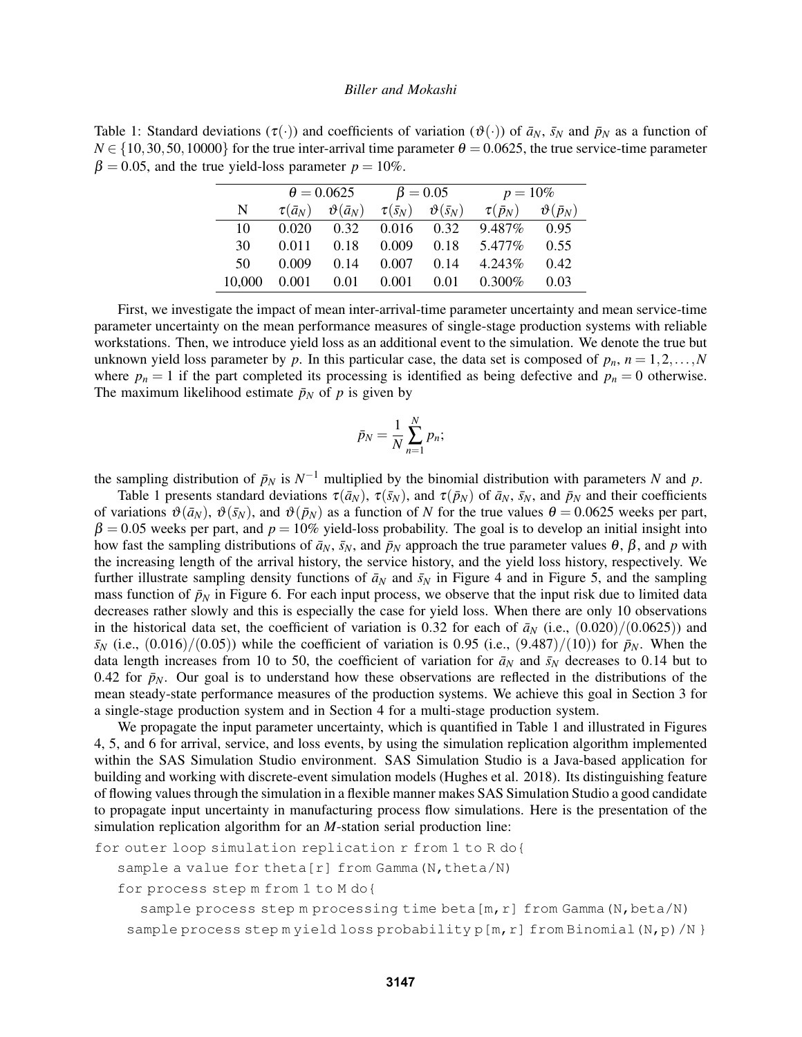Table 1: Standard deviations ($\tau(\cdot)$) and coefficients of variation ($\vartheta(\cdot)$) of $\bar{a}_N$, $\bar{s}_N$ and $\bar{p}_N$ as a function of $N \in \{10, 30, 50, 10000\}$ for the true inter-arrival time parameter $\theta = 0.0625$, the true service-time parameter $\beta = 0.05$, and the true yield-loss parameter $p = 10\%$.

| | $\theta = 0.0625$ | | $\beta = 0.05$ | | $p = 10\%$ | |
|---|---|---|---|---|---|---|
| N | $\tau(\bar{a}_N)$ | $\vartheta(\bar{a}_N)$ | $\tau(\bar{s}_N)$ | $\vartheta(\bar{s}_N)$ | $\tau(\bar{p}_N)$ | $\vartheta(\bar{p}_N)$ |
| 10 | 0.020 | 0.32 | 0.016 | 0.32 | 9.487% | 0.95 |
| 30 | 0.011 | 0.18 | 0.009 | 0.18 | 5.477% | 0.55 |
| 50 | 0.009 | 0.14 | 0.007 | 0.14 | 4.243% | 0.42 |
| 10,000 | 0.001 | 0.01 | 0.001 | 0.01 | 0.300% | 0.03 |

First, we investigate the impact of mean inter-arrival-time parameter uncertainty and mean service-time parameter uncertainty on the mean performance measures of single-stage production systems with reliable workstations. Then, we introduce yield loss as an additional event to the simulation. We denote the true but unknown yield loss parameter by $p$. In this particular case, the data set is composed of $p_n$, $n = 1, 2, \ldots, N$ where $p_n = 1$ if the part completed its processing is identified as being defective and $p_n = 0$ otherwise. The maximum likelihood estimate $\bar{p}_N$ of $p$ is given by

$$\bar{p}_N = \frac{1}{N} \sum_{n=1}^{N} p_n;$$

the sampling distribution of $\bar{p}_N$ is $N^{-1}$ multiplied by the binomial distribution with parameters $N$ and $p$.

Table 1 presents standard deviations $\tau(\bar{a}_N)$, $\tau(\bar{s}_N)$, and $\tau(\bar{p}_N)$ of $\bar{a}_N$, $\bar{s}_N$, and $\bar{p}_N$ and their coefficients of variations $\vartheta(\bar{a}_N)$, $\vartheta(\bar{s}_N)$, and $\vartheta(\bar{p}_N)$ as a function of $N$ for the true values $\theta = 0.0625$ weeks per part, $\beta = 0.05$ weeks per part, and $p = 10\%$ yield-loss probability. The goal is to develop an initial insight into how fast the sampling distributions of $\bar{a}_N$, $\bar{s}_N$, and $\bar{p}_N$ approach the true parameter values $\theta$, $\beta$, and $p$ with the increasing length of the arrival history, the service history, and the yield loss history, respectively. We further illustrate sampling density functions of $\bar{a}_N$ and $\bar{s}_N$ in Figure 4 and in Figure 5, and the sampling mass function of $\bar{p}_N$ in Figure 6. For each input process, we observe that the input risk due to limited data decreases rather slowly and this is especially the case for yield loss. When there are only 10 observations in the historical data set, the coefficient of variation is 0.32 for each of $\bar{a}_N$ (i.e., $(0.020)/(0.0625)$) and $\bar{s}_N$ (i.e., $(0.016)/(0.05)$) while the coefficient of variation is 0.95 (i.e., $(9.487)/(10)$) for $\bar{p}_N$. When the data length increases from 10 to 50, the coefficient of variation for $\bar{a}_N$ and $\bar{s}_N$ decreases to 0.14 but to 0.42 for $\bar{p}_N$. Our goal is to understand how these observations are reflected in the distributions of the mean steady-state performance measures of the production systems. We achieve this goal in Section 3 for a single-stage production system and in Section 4 for a multi-stage production system.

We propagate the input parameter uncertainty, which is quantified in Table 1 and illustrated in Figures 4, 5, and 6 for arrival, service, and loss events, by using the simulation replication algorithm implemented within the SAS Simulation Studio environment. SAS Simulation Studio is a Java-based application for building and working with discrete-event simulation models (Hughes et al. 2018). Its distinguishing feature of flowing values through the simulation in a flexible manner makes SAS Simulation Studio a good candidate to propagate input uncertainty in manufacturing process flow simulations. Here is the presentation of the simulation replication algorithm for an $M$-station serial production line:

```
for outer loop simulation replication r from 1 to R do{
   sample a value for theta[r] from Gamma(N,theta/N)
   for process step m from 1 to M do{
      sample process step m processing time beta[m,r] from Gamma(N,beta/N)
     sample process step m yield loss probability p[m,r] from Binomial(N,p)/N }
```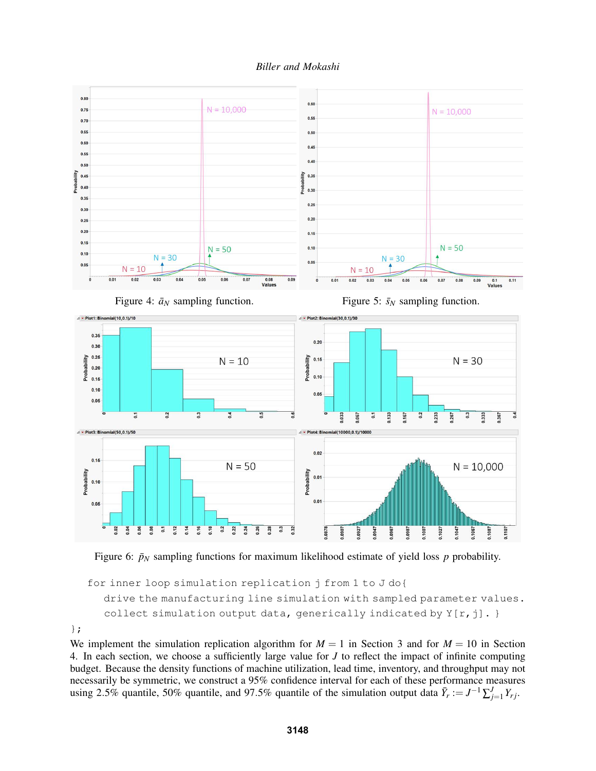Figure 4: $\bar{a}_N$ sampling function.

Figure 5: $\bar{s}_N$ sampling function.

Figure 6: $\bar{p}_N$ sampling functions for maximum likelihood estimate of yield loss $p$ probability.

```
  for inner loop simulation replication j from 1 to J do{
     drive the manufacturing line simulation with sampled parameter values.
     collect simulation output data, generically indicated by Y[r,j]. }
};
```

We implement the simulation replication algorithm for $M = 1$ in Section 3 and for $M = 10$ in Section 4. In each section, we choose a sufficiently large value for $J$ to reflect the impact of infinite computing budget. Because the density functions of machine utilization, lead time, inventory, and throughput may not necessarily be symmetric, we construct a 95% confidence interval for each of these performance measures using 2.5% quantile, 50% quantile, and 97.5% quantile of the simulation output data $\bar{Y}_r := J^{-1} \sum_{j=1}^{J} Y_{rj}$.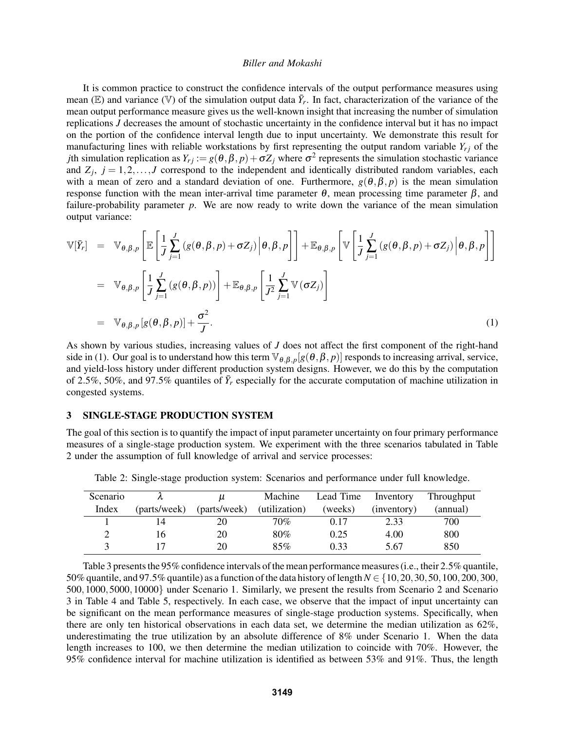It is common practice to construct the confidence intervals of the output performance measures using mean ($\mathbb{E}$) and variance ($\mathbb{V}$) of the simulation output data $\bar{Y}_r$. In fact, characterization of the variance of the mean output performance measure gives us the well-known insight that increasing the number of simulation replications $J$ decreases the amount of stochastic uncertainty in the confidence interval but it has no impact on the portion of the confidence interval length due to input uncertainty. We demonstrate this result for manufacturing lines with reliable workstations by first representing the output random variable $Y_{rj}$ of the $j$th simulation replication as $Y_{rj} := g(\theta, \beta, p) + \sigma Z_j$ where $\sigma^2$ represents the simulation stochastic variance and $Z_j$, $j = 1, 2, \ldots, J$ correspond to the independent and identically distributed random variables, each with a mean of zero and a standard deviation of one. Furthermore, $g(\theta, \beta, p)$ is the mean simulation response function with the mean inter-arrival time parameter $\theta$, mean processing time parameter $\beta$, and failure-probability parameter $p$. We are now ready to write down the variance of the mean simulation output variance:

$$
\begin{aligned}
\mathbb{V}[\bar{Y}_r] &= \mathbb{V}_{\theta,\beta,p}\left[\mathbb{E}\left[\frac{1}{J}\sum_{j=1}^{J}\left(g(\theta,\beta,p)+\sigma Z_j\right)\Big|\theta,\beta,p\right]\right] + \mathbb{E}_{\theta,\beta,p}\left[\mathbb{V}\left[\frac{1}{J}\sum_{j=1}^{J}\left(g(\theta,\beta,p)+\sigma Z_j\right)\Big|\theta,\beta,p\right]\right] \\
&= \mathbb{V}_{\theta,\beta,p}\left[\frac{1}{J}\sum_{j=1}^{J}\left(g(\theta,\beta,p)\right)\right] + \mathbb{E}_{\theta,\beta,p}\left[\frac{1}{J^2}\sum_{j=1}^{J}\mathbb{V}\left(\sigma Z_j\right)\right] \\
&= \mathbb{V}_{\theta,\beta,p}[g(\theta,\beta,p)] + \frac{\sigma^2}{J}.
\end{aligned} \tag{1}
$$

As shown by various studies, increasing values of $J$ does not affect the first component of the right-hand side in (1). Our goal is to understand how this term $\mathbb{V}_{\theta,\beta,p}[g(\theta,\beta,p)]$ responds to increasing arrival, service, and yield-loss history under different production system designs. However, we do this by the computation of 2.5%, 50%, and 97.5% quantiles of $\bar{Y}_r$ especially for the accurate computation of machine utilization in congested systems.

## 3 SINGLE-STAGE PRODUCTION SYSTEM

The goal of this section is to quantify the impact of input parameter uncertainty on four primary performance measures of a single-stage production system. We experiment with the three scenarios tabulated in Table 2 under the assumption of full knowledge of arrival and service processes:

Table 2: Single-stage production system: Scenarios and performance under full knowledge.

| Scenario Index | $\lambda$ (parts/week) | $\mu$ (parts/week) | Machine (utilization) | Lead Time (weeks) | Inventory (inventory) | Throughput (annual) |
|---|---|---|---|---|---|---|
| 1 | 14 | 20 | 70% | 0.17 | 2.33 | 700 |
| 2 | 16 | 20 | 80% | 0.25 | 4.00 | 800 |
| 3 | 17 | 20 | 85% | 0.33 | 5.67 | 850 |

Table 3 presents the 95% confidence intervals of the mean performance measures (i.e., their 2.5% quantile, 50% quantile, and 97.5% quantile) as a function of the data history of length $N \in \{10, 20, 30, 50, 100, 200, 300, 500, 1000, 5000, 10000\}$ under Scenario 1. Similarly, we present the results from Scenario 2 and Scenario 3 in Table 4 and Table 5, respectively. In each case, we observe that the impact of input uncertainty can be significant on the mean performance measures of single-stage production systems. Specifically, when there are only ten historical observations in each data set, we determine the median utilization as 62%, underestimating the true utilization by an absolute difference of 8% under Scenario 1. When the data length increases to 100, we then determine the median utilization to coincide with 70%. However, the 95% confidence interval for machine utilization is identified as between 53% and 91%. Thus, the length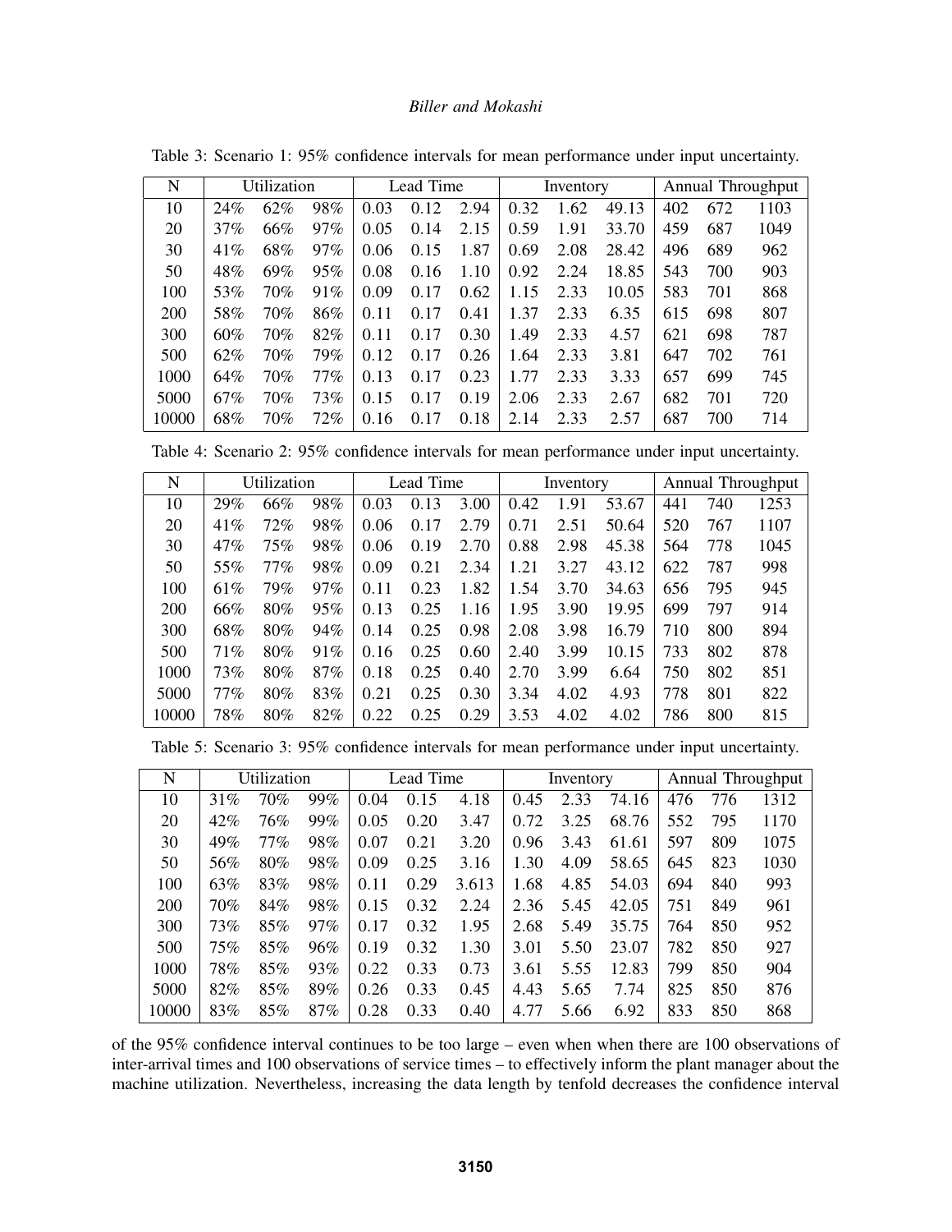Table 3: Scenario 1: 95% confidence intervals for mean performance under input uncertainty.

| N | Utilization | | | Lead Time | | | Inventory | | | Annual Throughput | | |
|---|---|---|---|---|---|---|---|---|---|---|---|---|
| 10 | 24% | 62% | 98% | 0.03 | 0.12 | 2.94 | 0.32 | 1.62 | 49.13 | 402 | 672 | 1103 |
| 20 | 37% | 66% | 97% | 0.05 | 0.14 | 2.15 | 0.59 | 1.91 | 33.70 | 459 | 687 | 1049 |
| 30 | 41% | 68% | 97% | 0.06 | 0.15 | 1.87 | 0.69 | 2.08 | 28.42 | 496 | 689 | 962 |
| 50 | 48% | 69% | 95% | 0.08 | 0.16 | 1.10 | 0.92 | 2.24 | 18.85 | 543 | 700 | 903 |
| 100 | 53% | 70% | 91% | 0.09 | 0.17 | 0.62 | 1.15 | 2.33 | 10.05 | 583 | 701 | 868 |
| 200 | 58% | 70% | 86% | 0.11 | 0.17 | 0.41 | 1.37 | 2.33 | 6.35 | 615 | 698 | 807 |
| 300 | 60% | 70% | 82% | 0.11 | 0.17 | 0.30 | 1.49 | 2.33 | 4.57 | 621 | 698 | 787 |
| 500 | 62% | 70% | 79% | 0.12 | 0.17 | 0.26 | 1.64 | 2.33 | 3.81 | 647 | 702 | 761 |
| 1000 | 64% | 70% | 77% | 0.13 | 0.17 | 0.23 | 1.77 | 2.33 | 3.33 | 657 | 699 | 745 |
| 5000 | 67% | 70% | 73% | 0.15 | 0.17 | 0.19 | 2.06 | 2.33 | 2.67 | 682 | 701 | 720 |
| 10000 | 68% | 70% | 72% | 0.16 | 0.17 | 0.18 | 2.14 | 2.33 | 2.57 | 687 | 700 | 714 |

Table 4: Scenario 2: 95% confidence intervals for mean performance under input uncertainty.

| N | Utilization | | | Lead Time | | | Inventory | | | Annual Throughput | | |
|---|---|---|---|---|---|---|---|---|---|---|---|---|
| 10 | 29% | 66% | 98% | 0.03 | 0.13 | 3.00 | 0.42 | 1.91 | 53.67 | 441 | 740 | 1253 |
| 20 | 41% | 72% | 98% | 0.06 | 0.17 | 2.79 | 0.71 | 2.51 | 50.64 | 520 | 767 | 1107 |
| 30 | 47% | 75% | 98% | 0.06 | 0.19 | 2.70 | 0.88 | 2.98 | 45.38 | 564 | 778 | 1045 |
| 50 | 55% | 77% | 98% | 0.09 | 0.21 | 2.34 | 1.21 | 3.27 | 43.12 | 622 | 787 | 998 |
| 100 | 61% | 79% | 97% | 0.11 | 0.23 | 1.82 | 1.54 | 3.70 | 34.63 | 656 | 795 | 945 |
| 200 | 66% | 80% | 95% | 0.13 | 0.25 | 1.16 | 1.95 | 3.90 | 19.95 | 699 | 797 | 914 |
| 300 | 68% | 80% | 94% | 0.14 | 0.25 | 0.98 | 2.08 | 3.98 | 16.79 | 710 | 800 | 894 |
| 500 | 71% | 80% | 91% | 0.16 | 0.25 | 0.60 | 2.40 | 3.99 | 10.15 | 733 | 802 | 878 |
| 1000 | 73% | 80% | 87% | 0.18 | 0.25 | 0.40 | 2.70 | 3.99 | 6.64 | 750 | 802 | 851 |
| 5000 | 77% | 80% | 83% | 0.21 | 0.25 | 0.30 | 3.34 | 4.02 | 4.93 | 778 | 801 | 822 |
| 10000 | 78% | 80% | 82% | 0.22 | 0.25 | 0.29 | 3.53 | 4.02 | 4.02 | 786 | 800 | 815 |

Table 5: Scenario 3: 95% confidence intervals for mean performance under input uncertainty.

| N | Utilization | | | Lead Time | | | Inventory | | | Annual Throughput | | |
|---|---|---|---|---|---|---|---|---|---|---|---|---|
| 10 | 31% | 70% | 99% | 0.04 | 0.15 | 4.18 | 0.45 | 2.33 | 74.16 | 476 | 776 | 1312 |
| 20 | 42% | 76% | 99% | 0.05 | 0.20 | 3.47 | 0.72 | 3.25 | 68.76 | 552 | 795 | 1170 |
| 30 | 49% | 77% | 98% | 0.07 | 0.21 | 3.20 | 0.96 | 3.43 | 61.61 | 597 | 809 | 1075 |
| 50 | 56% | 80% | 98% | 0.09 | 0.25 | 3.16 | 1.30 | 4.09 | 58.65 | 645 | 823 | 1030 |
| 100 | 63% | 83% | 98% | 0.11 | 0.29 | 3.613 | 1.68 | 4.85 | 54.03 | 694 | 840 | 993 |
| 200 | 70% | 84% | 98% | 0.15 | 0.32 | 2.24 | 2.36 | 5.45 | 42.05 | 751 | 849 | 961 |
| 300 | 73% | 85% | 97% | 0.17 | 0.32 | 1.95 | 2.68 | 5.49 | 35.75 | 764 | 850 | 952 |
| 500 | 75% | 85% | 96% | 0.19 | 0.32 | 1.30 | 3.01 | 5.50 | 23.07 | 782 | 850 | 927 |
| 1000 | 78% | 85% | 93% | 0.22 | 0.33 | 0.73 | 3.61 | 5.55 | 12.83 | 799 | 850 | 904 |
| 5000 | 82% | 85% | 89% | 0.26 | 0.33 | 0.45 | 4.43 | 5.65 | 7.74 | 825 | 850 | 876 |
| 10000 | 83% | 85% | 87% | 0.28 | 0.33 | 0.40 | 4.77 | 5.66 | 6.92 | 833 | 850 | 868 |

of the 95% confidence interval continues to be too large – even when when there are 100 observations of inter-arrival times and 100 observations of service times – to effectively inform the plant manager about the machine utilization. Nevertheless, increasing the data length by tenfold decreases the confidence interval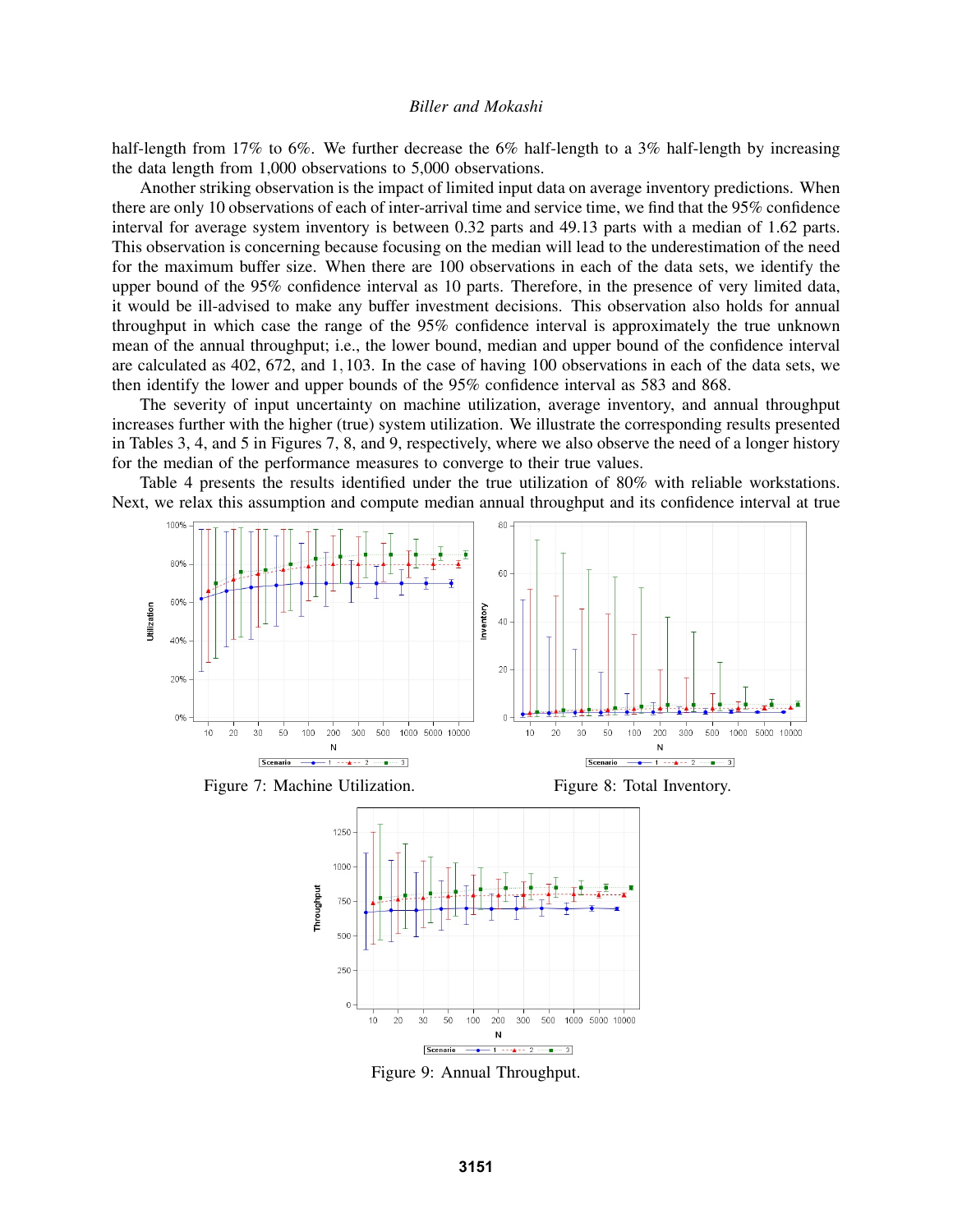half-length from 17% to 6%. We further decrease the 6% half-length to a 3% half-length by increasing the data length from 1,000 observations to 5,000 observations.

Another striking observation is the impact of limited input data on average inventory predictions. When there are only 10 observations of each of inter-arrival time and service time, we find that the 95% confidence interval for average system inventory is between 0.32 parts and 49.13 parts with a median of 1.62 parts. This observation is concerning because focusing on the median will lead to the underestimation of the need for the maximum buffer size. When there are 100 observations in each of the data sets, we identify the upper bound of the 95% confidence interval as 10 parts. Therefore, in the presence of very limited data, it would be ill-advised to make any buffer investment decisions. This observation also holds for annual throughput in which case the range of the 95% confidence interval is approximately the true unknown mean of the annual throughput; i.e., the lower bound, median and upper bound of the confidence interval are calculated as 402, 672, and 1,103. In the case of having 100 observations in each of the data sets, we then identify the lower and upper bounds of the 95% confidence interval as 583 and 868.

The severity of input uncertainty on machine utilization, average inventory, and annual throughput increases further with the higher (true) system utilization. We illustrate the corresponding results presented in Tables 3, 4, and 5 in Figures 7, 8, and 9, respectively, where we also observe the need of a longer history for the median of the performance measures to converge to their true values.

Table 4 presents the results identified under the true utilization of 80% with reliable workstations. Next, we relax this assumption and compute median annual throughput and its confidence interval at true

Figure 7: Machine Utilization.

Figure 8: Total Inventory.

Figure 9: Annual Throughput.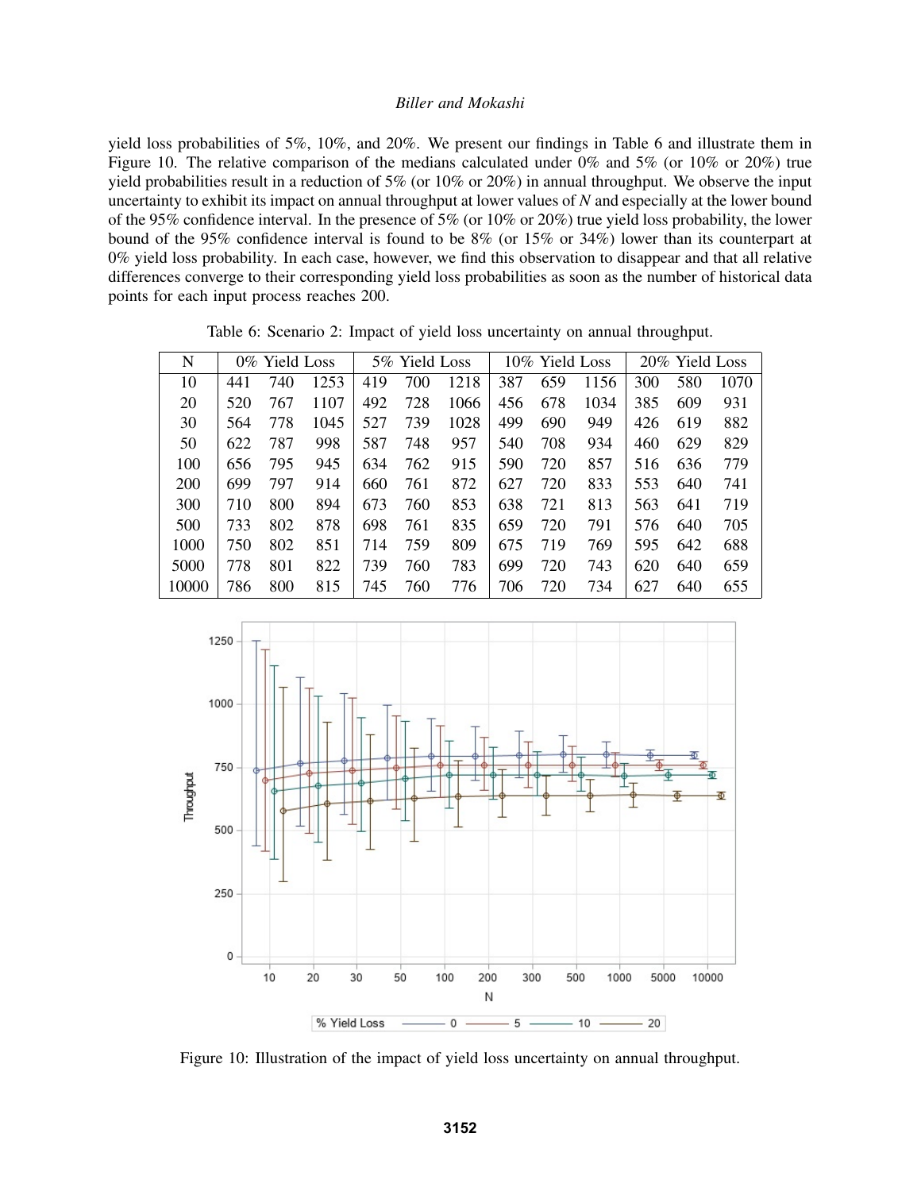yield loss probabilities of 5%, 10%, and 20%. We present our findings in Table 6 and illustrate them in Figure 10. The relative comparison of the medians calculated under 0% and 5% (or 10% or 20%) true yield probabilities result in a reduction of 5% (or 10% or 20%) in annual throughput. We observe the input uncertainty to exhibit its impact on annual throughput at lower values of *N* and especially at the lower bound of the 95% confidence interval. In the presence of 5% (or 10% or 20%) true yield loss probability, the lower bound of the 95% confidence interval is found to be 8% (or 15% or 34%) lower than its counterpart at 0% yield loss probability. In each case, however, we find this observation to disappear and that all relative differences converge to their corresponding yield loss probabilities as soon as the number of historical data points for each input process reaches 200.

Table 6: Scenario 2: Impact of yield loss uncertainty on annual throughput.

| N | 0% Yield Loss | | | 5% Yield Loss | | | 10% Yield Loss | | | 20% Yield Loss | | |
|---|---|---|---|---|---|---|---|---|---|---|---|---|
| 10 | 441 | 740 | 1253 | 419 | 700 | 1218 | 387 | 659 | 1156 | 300 | 580 | 1070 |
| 20 | 520 | 767 | 1107 | 492 | 728 | 1066 | 456 | 678 | 1034 | 385 | 609 | 931 |
| 30 | 564 | 778 | 1045 | 527 | 739 | 1028 | 499 | 690 | 949 | 426 | 619 | 882 |
| 50 | 622 | 787 | 998 | 587 | 748 | 957 | 540 | 708 | 934 | 460 | 629 | 829 |
| 100 | 656 | 795 | 945 | 634 | 762 | 915 | 590 | 720 | 857 | 516 | 636 | 779 |
| 200 | 699 | 797 | 914 | 660 | 761 | 872 | 627 | 720 | 833 | 553 | 640 | 741 |
| 300 | 710 | 800 | 894 | 673 | 760 | 853 | 638 | 721 | 813 | 563 | 641 | 719 |
| 500 | 733 | 802 | 878 | 698 | 761 | 835 | 659 | 720 | 791 | 576 | 640 | 705 |
| 1000 | 750 | 802 | 851 | 714 | 759 | 809 | 675 | 719 | 769 | 595 | 642 | 688 |
| 5000 | 778 | 801 | 822 | 739 | 760 | 783 | 699 | 720 | 743 | 620 | 640 | 659 |
| 10000 | 786 | 800 | 815 | 745 | 760 | 776 | 706 | 720 | 734 | 627 | 640 | 655 |

Figure 10: Illustration of the impact of yield loss uncertainty on annual throughput.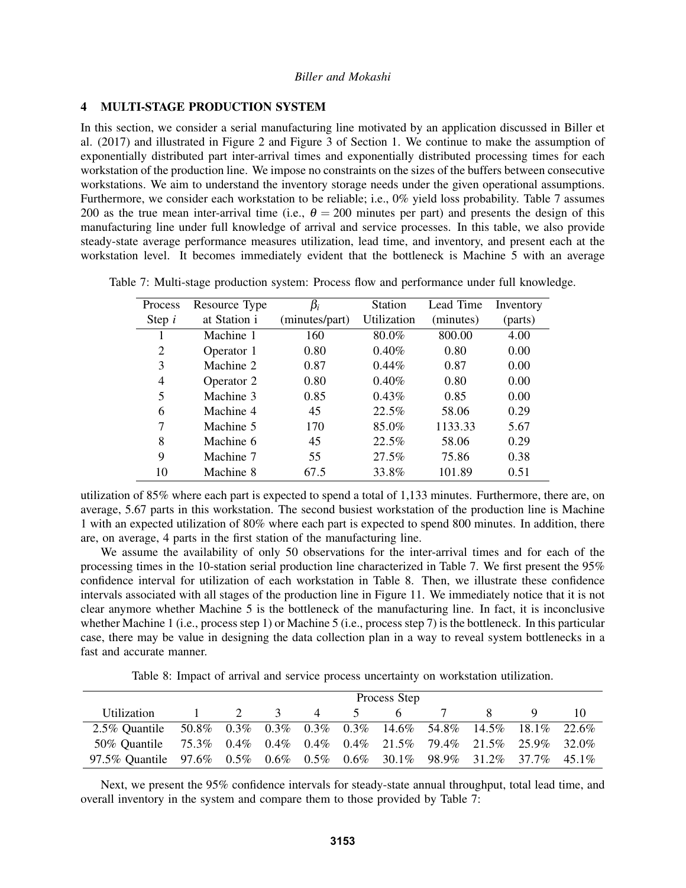## 4 MULTI-STAGE PRODUCTION SYSTEM

In this section, we consider a serial manufacturing line motivated by an application discussed in Biller et al. (2017) and illustrated in Figure 2 and Figure 3 of Section 1. We continue to make the assumption of exponentially distributed part inter-arrival times and exponentially distributed processing times for each workstation of the production line. We impose no constraints on the sizes of the buffers between consecutive workstations. We aim to understand the inventory storage needs under the given operational assumptions. Furthermore, we consider each workstation to be reliable; i.e., 0% yield loss probability. Table 7 assumes 200 as the true mean inter-arrival time (i.e., $\theta = 200$ minutes per part) and presents the design of this manufacturing line under full knowledge of arrival and service processes. In this table, we also provide steady-state average performance measures utilization, lead time, and inventory, and present each at the workstation level. It becomes immediately evident that the bottleneck is Machine 5 with an average utilization of 85% where each part is expected to spend a total of 1,133 minutes. Furthermore, there are, on average, 5.67 parts in this workstation. The second busiest workstation of the production line is Machine 1 with an expected utilization of 80% where each part is expected to spend 800 minutes. In addition, there are, on average, 4 parts in the first station of the manufacturing line.

Table 7: Multi-stage production system: Process flow and performance under full knowledge.

| Process Step $i$ | Resource Type at Station i | $\beta_i$ (minutes/part) | Station Utilization | Lead Time (minutes) | Inventory (parts) |
|---|---|---|---|---|---|
| 1 | Machine 1 | 160 | 80.0% | 800.00 | 4.00 |
| 2 | Operator 1 | 0.80 | 0.40% | 0.80 | 0.00 |
| 3 | Machine 2 | 0.87 | 0.44% | 0.87 | 0.00 |
| 4 | Operator 2 | 0.80 | 0.40% | 0.80 | 0.00 |
| 5 | Machine 3 | 0.85 | 0.43% | 0.85 | 0.00 |
| 6 | Machine 4 | 45 | 22.5% | 58.06 | 0.29 |
| 7 | Machine 5 | 170 | 85.0% | 1133.33 | 5.67 |
| 8 | Machine 6 | 45 | 22.5% | 58.06 | 0.29 |
| 9 | Machine 7 | 55 | 27.5% | 75.86 | 0.38 |
| 10 | Machine 8 | 67.5 | 33.8% | 101.89 | 0.51 |

We assume the availability of only 50 observations for the inter-arrival times and for each of the processing times in the 10-station serial production line characterized in Table 7. We first present the 95% confidence interval for utilization of each workstation in Table 8. Then, we illustrate these confidence intervals associated with all stages of the production line in Figure 11. We immediately notice that it is not clear anymore whether Machine 5 is the bottleneck of the manufacturing line. In fact, it is inconclusive whether Machine 1 (i.e., process step 1) or Machine 5 (i.e., process step 7) is the bottleneck. In this particular case, there may be value in designing the data collection plan in a way to reveal system bottlenecks in a fast and accurate manner.

Table 8: Impact of arrival and service process uncertainty on workstation utilization.

| | Process Step | | | | | | | | | |
|---|---|---|---|---|---|---|---|---|---|---|
| Utilization | 1 | 2 | 3 | 4 | 5 | 6 | 7 | 8 | 9 | 10 |
| 2.5% Quantile | 50.8% | 0.3% | 0.3% | 0.3% | 0.3% | 14.6% | 54.8% | 14.5% | 18.1% | 22.6% |
| 50% Quantile | 75.3% | 0.4% | 0.4% | 0.4% | 0.4% | 21.5% | 79.4% | 21.5% | 25.9% | 32.0% |
| 97.5% Quantile | 97.6% | 0.5% | 0.6% | 0.5% | 0.6% | 30.1% | 98.9% | 31.2% | 37.7% | 45.1% |

Next, we present the 95% confidence intervals for steady-state annual throughput, total lead time, and overall inventory in the system and compare them to those provided by Table 7: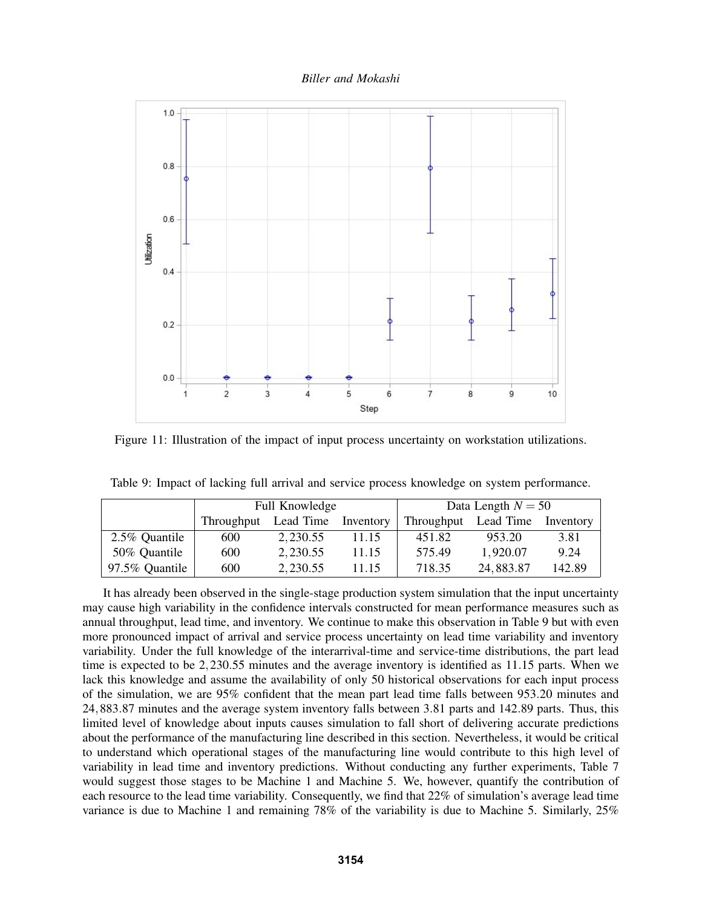Figure 11: Illustration of the impact of input process uncertainty on workstation utilizations.

Table 9: Impact of lacking full arrival and service process knowledge on system performance.

| | Full Knowledge | | | Data Length $N = 50$ | | |
|---|---|---|---|---|---|---|
| | Throughput | Lead Time | Inventory | Throughput | Lead Time | Inventory |
| 2.5% Quantile | 600 | 2,230.55 | 11.15 | 451.82 | 953.20 | 3.81 |
| 50% Quantile | 600 | 2,230.55 | 11.15 | 575.49 | 1,920.07 | 9.24 |
| 97.5% Quantile | 600 | 2,230.55 | 11.15 | 718.35 | 24,883.87 | 142.89 |

It has already been observed in the single-stage production system simulation that the input uncertainty may cause high variability in the confidence intervals constructed for mean performance measures such as annual throughput, lead time, and inventory. We continue to make this observation in Table 9 but with even more pronounced impact of arrival and service process uncertainty on lead time variability and inventory variability. Under the full knowledge of the interarrival-time and service-time distributions, the part lead time is expected to be 2,230.55 minutes and the average inventory is identified as 11.15 parts. When we lack this knowledge and assume the availability of only 50 historical observations for each input process of the simulation, we are 95% confident that the mean part lead time falls between 953.20 minutes and 24,883.87 minutes and the average system inventory falls between 3.81 parts and 142.89 parts. Thus, this limited level of knowledge about inputs causes simulation to fall short of delivering accurate predictions about the performance of the manufacturing line described in this section. Nevertheless, it would be critical to understand which operational stages of the manufacturing line would contribute to this high level of variability in lead time and inventory predictions. Without conducting any further experiments, Table 7 would suggest those stages to be Machine 1 and Machine 5. We, however, quantify the contribution of each resource to the lead time variability. Consequently, we find that 22% of simulation's average lead time variance is due to Machine 1 and remaining 78% of the variability is due to Machine 5. Similarly, 25%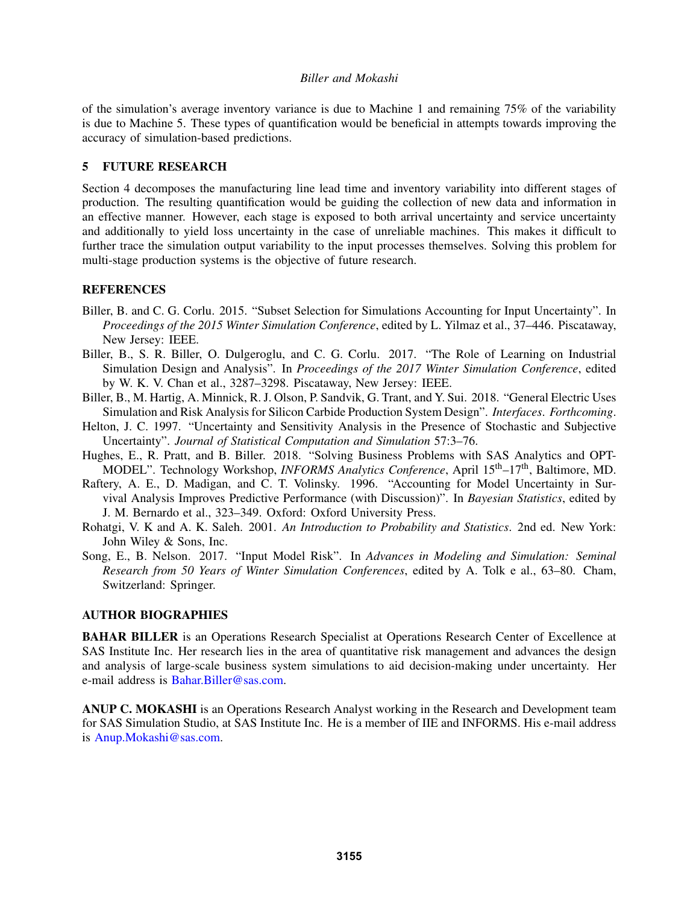of the simulation's average inventory variance is due to Machine 1 and remaining 75% of the variability is due to Machine 5. These types of quantification would be beneficial in attempts towards improving the accuracy of simulation-based predictions.

## 5 FUTURE RESEARCH

Section 4 decomposes the manufacturing line lead time and inventory variability into different stages of production. The resulting quantification would be guiding the collection of new data and information in an effective manner. However, each stage is exposed to both arrival uncertainty and service uncertainty and additionally to yield loss uncertainty in the case of unreliable machines. This makes it difficult to further trace the simulation output variability to the input processes themselves. Solving this problem for multi-stage production systems is the objective of future research.

## REFERENCES

Biller, B. and C. G. Corlu. 2015. "Subset Selection for Simulations Accounting for Input Uncertainty". In *Proceedings of the 2015 Winter Simulation Conference*, edited by L. Yilmaz et al., 37–446. Piscataway, New Jersey: IEEE.

Biller, B., S. R. Biller, O. Dulgeroglu, and C. G. Corlu. 2017. "The Role of Learning on Industrial Simulation Design and Analysis". In *Proceedings of the 2017 Winter Simulation Conference*, edited by W. K. V. Chan et al., 3287–3298. Piscataway, New Jersey: IEEE.

Biller, B., M. Hartig, A. Minnick, R. J. Olson, P. Sandvik, G. Trant, and Y. Sui. 2018. "General Electric Uses Simulation and Risk Analysis for Silicon Carbide Production System Design". *Interfaces*. *Forthcoming*.

Helton, J. C. 1997. "Uncertainty and Sensitivity Analysis in the Presence of Stochastic and Subjective Uncertainty". *Journal of Statistical Computation and Simulation* 57:3–76.

Hughes, E., R. Pratt, and B. Biller. 2018. "Solving Business Problems with SAS Analytics and OPTMODEL". Technology Workshop, *INFORMS Analytics Conference*, April 15th–17th, Baltimore, MD.

Raftery, A. E., D. Madigan, and C. T. Volinsky. 1996. "Accounting for Model Uncertainty in Survival Analysis Improves Predictive Performance (with Discussion)". In *Bayesian Statistics*, edited by J. M. Bernardo et al., 323–349. Oxford: Oxford University Press.

Rohatgi, V. K and A. K. Saleh. 2001. *An Introduction to Probability and Statistics*. 2nd ed. New York: John Wiley & Sons, Inc.

Song, E., B. Nelson. 2017. "Input Model Risk". In *Advances in Modeling and Simulation: Seminal Research from 50 Years of Winter Simulation Conferences*, edited by A. Tolk e al., 63–80. Cham, Switzerland: Springer.

## AUTHOR BIOGRAPHIES

**BAHAR BILLER** is an Operations Research Specialist at Operations Research Center of Excellence at SAS Institute Inc. Her research lies in the area of quantitative risk management and advances the design and analysis of large-scale business system simulations to aid decision-making under uncertainty. Her e-mail address is Bahar.Biller@sas.com.

**ANUP C. MOKASHI** is an Operations Research Analyst working in the Research and Development team for SAS Simulation Studio, at SAS Institute Inc. He is a member of IIE and INFORMS. His e-mail address is Anup.Mokashi@sas.com.